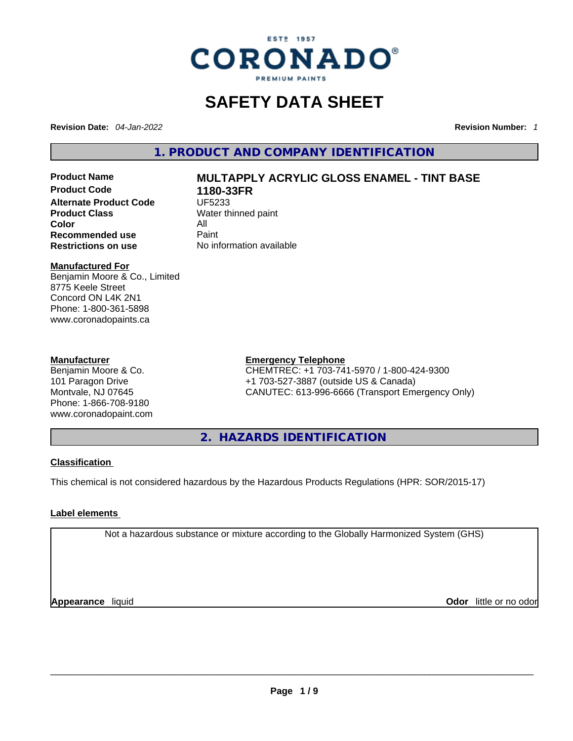ESTº 1957

CORONADO®

PREMIUM PAINTS

# SAFETY DATA SHEET

**Revision Date:** *04-Jan-2022* **Revision Number:** *1*

## 1. PRODUCT AND COMPANY IDENTIFICATION

| | |
|---|---|
| **Product Name** | **MULTAPPLY ACRYLIC GLOSS ENAMEL - TINT BASE** |
| **Product Code** | **1180-33FR** |
| **Alternate Product Code** | UF5233 |
| **Product Class** | Water thinned paint |
| **Color** | All |
| **Recommended use** | Paint |
| **Restrictions on use** | No information available |

**Manufactured For**
Benjamin Moore & Co., Limited
8775 Keele Street
Concord ON L4K 2N1
Phone: 1-800-361-5898
www.coronadopaints.ca

**Manufacturer**
Benjamin Moore & Co.
101 Paragon Drive
Montvale, NJ 07645
Phone: 1-866-708-9180
www.coronadopaint.com

**Emergency Telephone**
CHEMTREC: +1 703-741-5970 / 1-800-424-9300
+1 703-527-3887 (outside US & Canada)
CANUTEC: 613-996-6666 (Transport Emergency Only)

## 2. HAZARDS IDENTIFICATION

**Classification**

This chemical is not considered hazardous by the Hazardous Products Regulations (HPR: SOR/2015-17)

**Label elements**

Not a hazardous substance or mixture according to the Globally Harmonized System (GHS)

**Appearance** liquid **Odor** little or no odor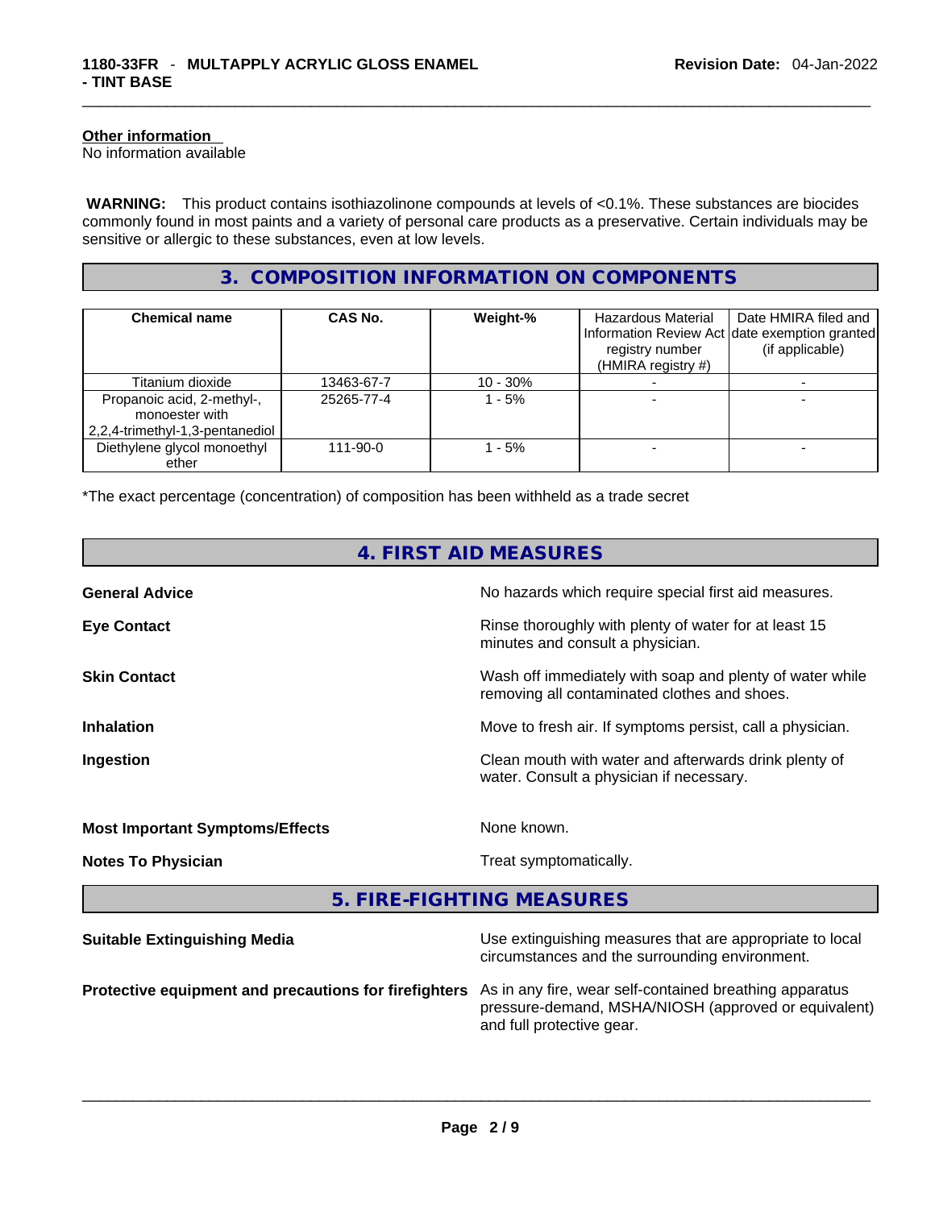**Other information**
No information available

**WARNING:** This product contains isothiazolinone compounds at levels of <0.1%. These substances are biocides commonly found in most paints and a variety of personal care products as a preservative. Certain individuals may be sensitive or allergic to these substances, even at low levels.

## 3. COMPOSITION INFORMATION ON COMPONENTS

| Chemical name | CAS No. | Weight-% | Hazardous Material Information Review Act registry number (HMIRA registry #) | Date HMIRA filed and date exemption granted (if applicable) |
|---|---|---|---|---|
| Titanium dioxide | 13463-67-7 | 10 - 30% | - | - |
| Propanoic acid, 2-methyl-, monoester with 2,2,4-trimethyl-1,3-pentanediol | 25265-77-4 | 1 - 5% | - | - |
| Diethylene glycol monoethyl ether | 111-90-0 | 1 - 5% | - | - |

*The exact percentage (concentration) of composition has been withheld as a trade secret

## 4. FIRST AID MEASURES

**General Advice** No hazards which require special first aid measures.

**Eye Contact** Rinse thoroughly with plenty of water for at least 15 minutes and consult a physician.

**Skin Contact** Wash off immediately with soap and plenty of water while removing all contaminated clothes and shoes.

**Inhalation** Move to fresh air. If symptoms persist, call a physician.

**Ingestion** Clean mouth with water and afterwards drink plenty of water. Consult a physician if necessary.

**Most Important Symptoms/Effects** None known.

**Notes To Physician** Treat symptomatically.

## 5. FIRE-FIGHTING MEASURES

**Suitable Extinguishing Media** Use extinguishing measures that are appropriate to local circumstances and the surrounding environment.

**Protective equipment and precautions for firefighters** As in any fire, wear self-contained breathing apparatus pressure-demand, MSHA/NIOSH (approved or equivalent) and full protective gear.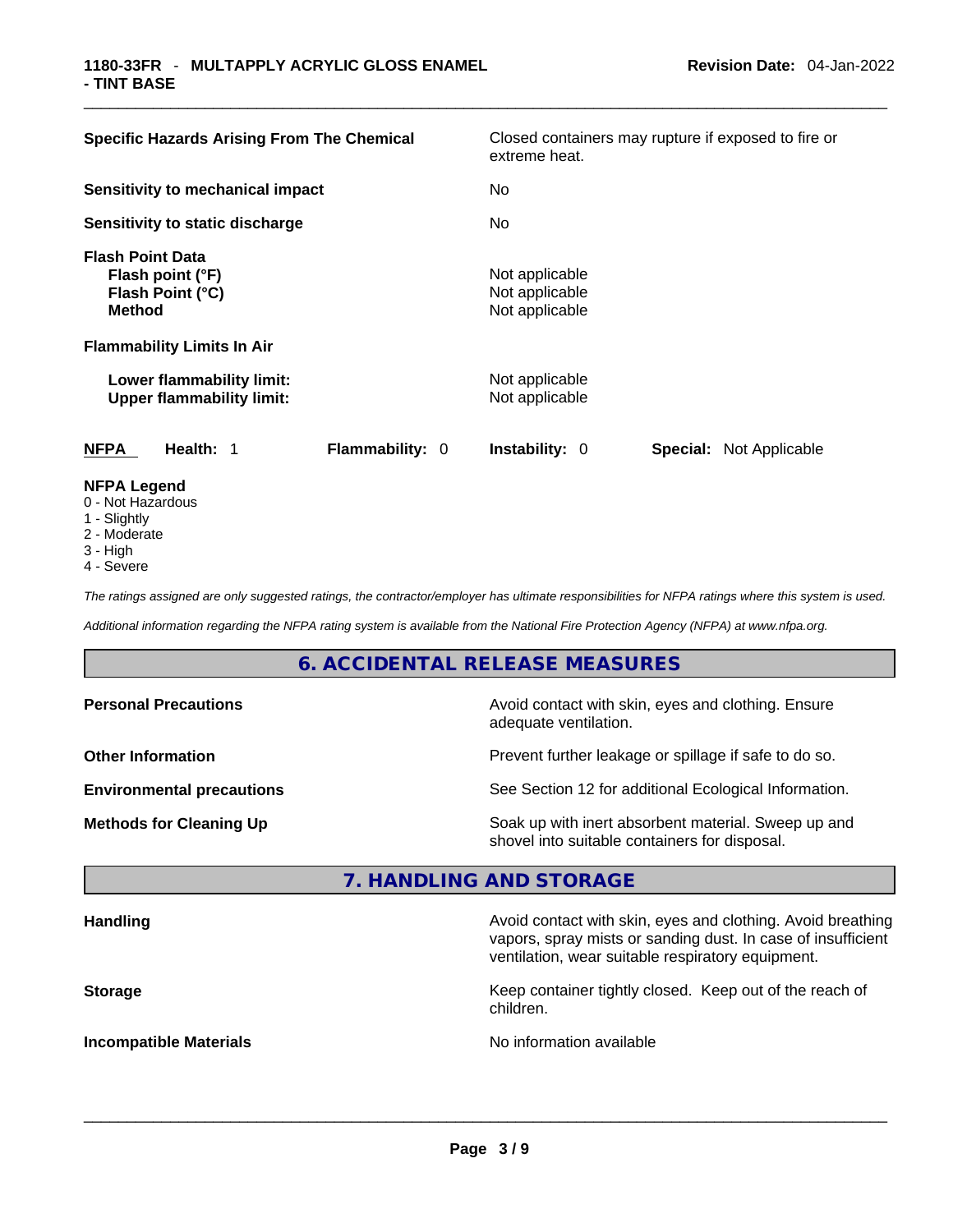| | |
|---|---|
| **Specific Hazards Arising From The Chemical** | Closed containers may rupture if exposed to fire or extreme heat. |
| **Sensitivity to mechanical impact** | No |
| **Sensitivity to static discharge** | No |
| **Flash Point Data** | |
| **Flash point (°F)** | Not applicable |
| **Flash Point (°C)** | Not applicable |
| **Method** | Not applicable |
| **Flammability Limits In Air** | |
| **Lower flammability limit:** | Not applicable |
| **Upper flammability limit:** | Not applicable |

| **NFPA** | **Health:** 1 | **Flammability:** 0 | **Instability:** 0 | **Special:** Not Applicable |
|---|---|---|---|---|

**NFPA Legend**
- 0 - Not Hazardous
- 1 - Slightly
- 2 - Moderate
- 3 - High
- 4 - Severe

*The ratings assigned are only suggested ratings, the contractor/employer has ultimate responsibilities for NFPA ratings where this system is used.*

*Additional information regarding the NFPA rating system is available from the National Fire Protection Agency (NFPA) at www.nfpa.org.*

## 6. ACCIDENTAL RELEASE MEASURES

| | |
|---|---|
| **Personal Precautions** | Avoid contact with skin, eyes and clothing. Ensure adequate ventilation. |
| **Other Information** | Prevent further leakage or spillage if safe to do so. |
| **Environmental precautions** | See Section 12 for additional Ecological Information. |
| **Methods for Cleaning Up** | Soak up with inert absorbent material. Sweep up and shovel into suitable containers for disposal. |

## 7. HANDLING AND STORAGE

| | |
|---|---|
| **Handling** | Avoid contact with skin, eyes and clothing. Avoid breathing vapors, spray mists or sanding dust. In case of insufficient ventilation, wear suitable respiratory equipment. |
| **Storage** | Keep container tightly closed. Keep out of the reach of children. |
| **Incompatible Materials** | No information available |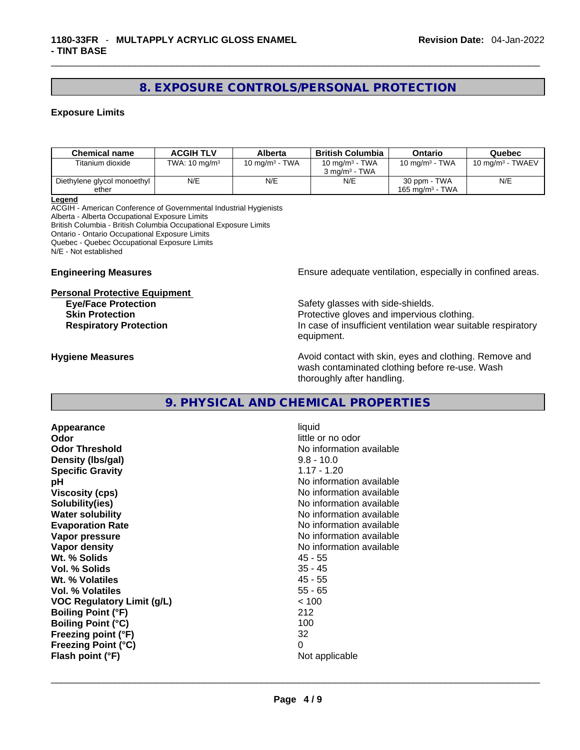## 8. EXPOSURE CONTROLS/PERSONAL PROTECTION

### Exposure Limits

| Chemical name | ACGIH TLV | Alberta | British Columbia | Ontario | Quebec |
|---|---|---|---|---|---|
| Titanium dioxide | TWA: 10 mg/m³ | 10 mg/m³ - TWA | 10 mg/m³ - TWA<br>3 mg/m³ - TWA | 10 mg/m³ - TWA | 10 mg/m³ - TWAEV |
| Diethylene glycol monoethyl ether | N/E | N/E | N/E | 30 ppm - TWA<br>165 mg/m³ - TWA | N/E |

**Legend**
ACGIH - American Conference of Governmental Industrial Hygienists
Alberta - Alberta Occupational Exposure Limits
British Columbia - British Columbia Occupational Exposure Limits
Ontario - Ontario Occupational Exposure Limits
Quebec - Quebec Occupational Exposure Limits
N/E - Not established

**Engineering Measures** Ensure adequate ventilation, especially in confined areas.

**Personal Protective Equipment**

**Eye/Face Protection** Safety glasses with side-shields.
**Skin Protection** Protective gloves and impervious clothing.
**Respiratory Protection** In case of insufficient ventilation wear suitable respiratory equipment.

**Hygiene Measures** Avoid contact with skin, eyes and clothing. Remove and wash contaminated clothing before re-use. Wash thoroughly after handling.

## 9. PHYSICAL AND CHEMICAL PROPERTIES

| | |
|---|---|
| **Appearance** | liquid |
| **Odor** | little or no odor |
| **Odor Threshold** | No information available |
| **Density (lbs/gal)** | 9.8 - 10.0 |
| **Specific Gravity** | 1.17 - 1.20 |
| **pH** | No information available |
| **Viscosity (cps)** | No information available |
| **Solubility(ies)** | No information available |
| **Water solubility** | No information available |
| **Evaporation Rate** | No information available |
| **Vapor pressure** | No information available |
| **Vapor density** | No information available |
| **Wt. % Solids** | 45 - 55 |
| **Vol. % Solids** | 35 - 45 |
| **Wt. % Volatiles** | 45 - 55 |
| **Vol. % Volatiles** | 55 - 65 |
| **VOC Regulatory Limit (g/L)** | < 100 |
| **Boiling Point (°F)** | 212 |
| **Boiling Point (°C)** | 100 |
| **Freezing point (°F)** | 32 |
| **Freezing Point (°C)** | 0 |
| **Flash point (°F)** | Not applicable |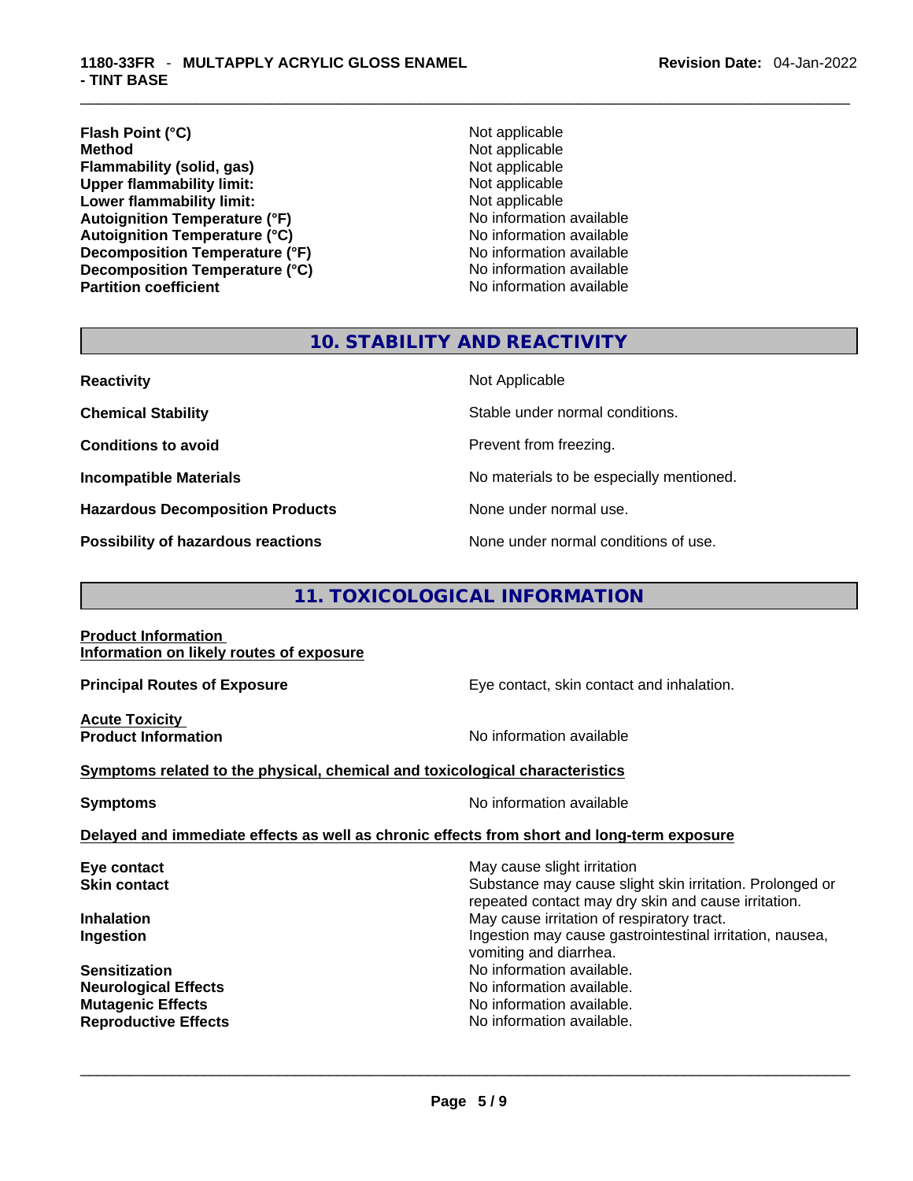| | |
|---|---|
| **Flash Point (°C)** | Not applicable |
| **Method** | Not applicable |
| **Flammability (solid, gas)** | Not applicable |
| **Upper flammability limit:** | Not applicable |
| **Lower flammability limit:** | Not applicable |
| **Autoignition Temperature (°F)** | No information available |
| **Autoignition Temperature (°C)** | No information available |
| **Decomposition Temperature (°F)** | No information available |
| **Decomposition Temperature (°C)** | No information available |
| **Partition coefficient** | No information available |

## 10. STABILITY AND REACTIVITY

| | |
|---|---|
| **Reactivity** | Not Applicable |
| **Chemical Stability** | Stable under normal conditions. |
| **Conditions to avoid** | Prevent from freezing. |
| **Incompatible Materials** | No materials to be especially mentioned. |
| **Hazardous Decomposition Products** | None under normal use. |
| **Possibility of hazardous reactions** | None under normal conditions of use. |

## 11. TOXICOLOGICAL INFORMATION

**Product Information**
**Information on likely routes of exposure**

**Principal Routes of Exposure** Eye contact, skin contact and inhalation.

**Acute Toxicity**
**Product Information** No information available

**Symptoms related to the physical, chemical and toxicological characteristics**

**Symptoms** No information available

**Delayed and immediate effects as well as chronic effects from short and long-term exposure**

| | |
|---|---|
| **Eye contact** | May cause slight irritation |
| **Skin contact** | Substance may cause slight skin irritation. Prolonged or repeated contact may dry skin and cause irritation. |
| **Inhalation** | May cause irritation of respiratory tract. |
| **Ingestion** | Ingestion may cause gastrointestinal irritation, nausea, vomiting and diarrhea. |
| **Sensitization** | No information available. |
| **Neurological Effects** | No information available. |
| **Mutagenic Effects** | No information available. |
| **Reproductive Effects** | No information available. |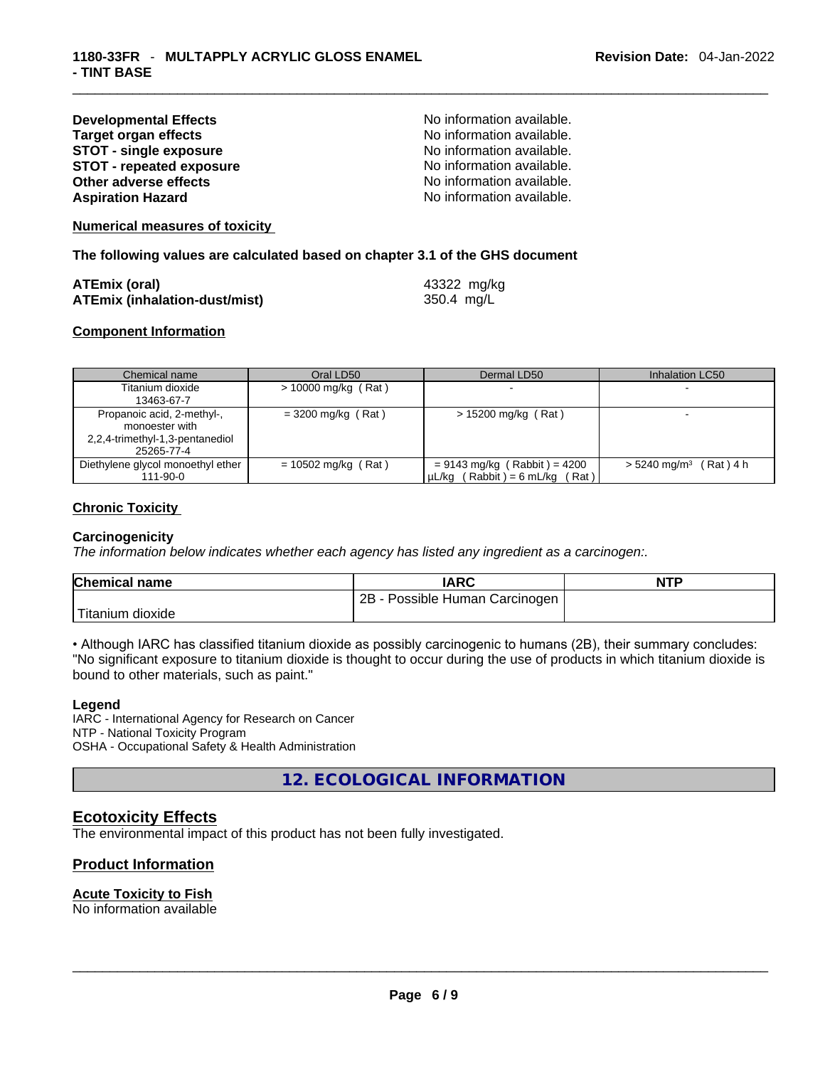**Developmental Effects** No information available.
**Target organ effects** No information available.
**STOT - single exposure** No information available.
**STOT - repeated exposure** No information available.
**Other adverse effects** No information available.
**Aspiration Hazard** No information available.

**Numerical measures of toxicity**

**The following values are calculated based on chapter 3.1 of the GHS document**

**ATEmix (oral)** 43322 mg/kg
**ATEmix (inhalation-dust/mist)** 350.4 mg/L

**Component Information**

| Chemical name | Oral LD50 | Dermal LD50 | Inhalation LC50 |
|---|---|---|---|
| Titanium dioxide<br>13463-67-7 | > 10000 mg/kg ( Rat ) | - | - |
| Propanoic acid, 2-methyl-, monoester with 2,2,4-trimethyl-1,3-pentanediol<br>25265-77-4 | = 3200 mg/kg ( Rat ) | > 15200 mg/kg ( Rat ) | - |
| Diethylene glycol monoethyl ether<br>111-90-0 | = 10502 mg/kg ( Rat ) | = 9143 mg/kg ( Rabbit ) = 4200 µL/kg ( Rabbit ) = 6 mL/kg ( Rat ) | > 5240 mg/m³ ( Rat ) 4 h |

**Chronic Toxicity**

**Carcinogenicity**

*The information below indicates whether each agency has listed any ingredient as a carcinogen:.*

| Chemical name | IARC | NTP |
|---|---|---|
| Titanium dioxide | 2B - Possible Human Carcinogen | |

• Although IARC has classified titanium dioxide as possibly carcinogenic to humans (2B), their summary concludes: "No significant exposure to titanium dioxide is thought to occur during the use of products in which titanium dioxide is bound to other materials, such as paint."

**Legend**

IARC - International Agency for Research on Cancer
NTP - National Toxicity Program
OSHA - Occupational Safety & Health Administration

## 12. ECOLOGICAL INFORMATION

## Ecotoxicity Effects

The environmental impact of this product has not been fully investigated.

### Product Information

**Acute Toxicity to Fish**

No information available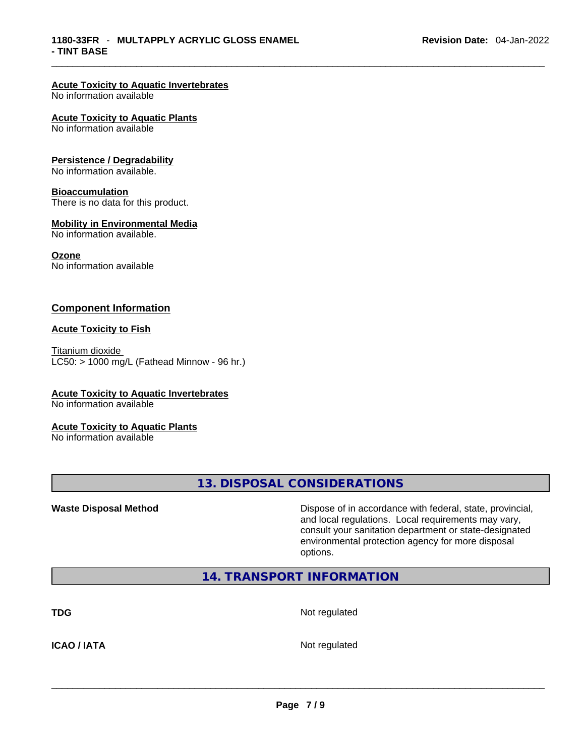**Acute Toxicity to Aquatic Invertebrates**
No information available

**Acute Toxicity to Aquatic Plants**
No information available

**Persistence / Degradability**
No information available.

**Bioaccumulation**
There is no data for this product.

**Mobility in Environmental Media**
No information available.

**Ozone**
No information available

### Component Information

**Acute Toxicity to Fish**

Titanium dioxide
LC50: > 1000 mg/L (Fathead Minnow - 96 hr.)

**Acute Toxicity to Aquatic Invertebrates**
No information available

**Acute Toxicity to Aquatic Plants**
No information available

## 13. DISPOSAL CONSIDERATIONS

| | |
|---|---|
| **Waste Disposal Method** | Dispose of in accordance with federal, state, provincial, and local regulations. Local requirements may vary, consult your sanitation department or state-designated environmental protection agency for more disposal options. |

## 14. TRANSPORT INFORMATION

| | |
|---|---|
| **TDG** | Not regulated |
| **ICAO / IATA** | Not regulated |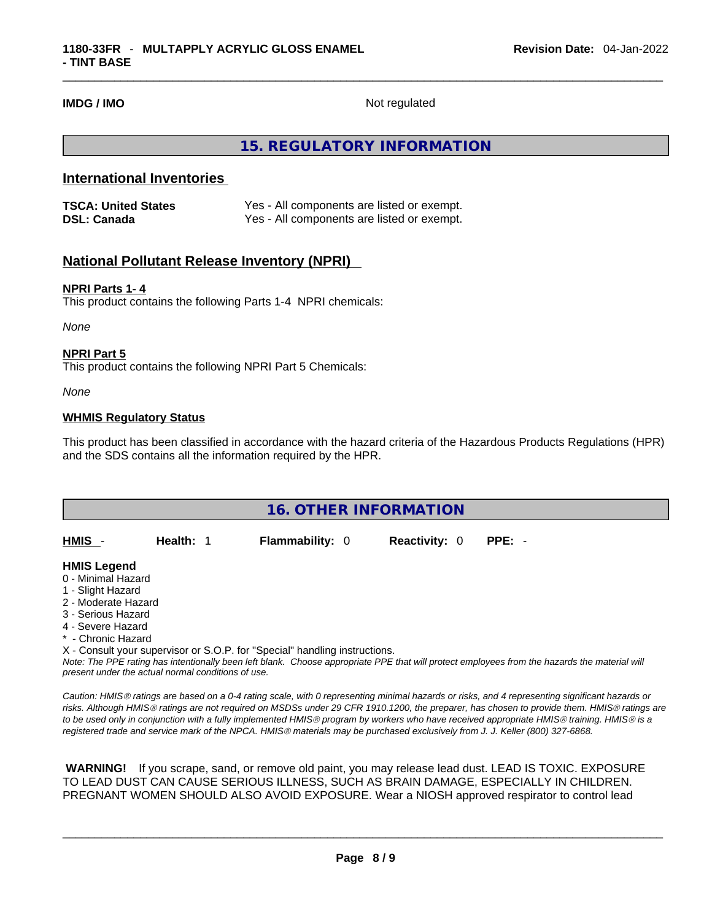**IMDG / IMO** Not regulated

## 15. REGULATORY INFORMATION

### International Inventories

| | |
|---|---|
| **TSCA: United States** | Yes - All components are listed or exempt. |
| **DSL: Canada** | Yes - All components are listed or exempt. |

### National Pollutant Release Inventory (NPRI)

**NPRI Parts 1- 4**
This product contains the following Parts 1-4 NPRI chemicals:

*None*

**NPRI Part 5**
This product contains the following NPRI Part 5 Chemicals:

*None*

**WHMIS Regulatory Status**

This product has been classified in accordance with the hazard criteria of the Hazardous Products Regulations (HPR) and the SDS contains all the information required by the HPR.

## 16. OTHER INFORMATION

| HMIS - | Health: 1 | Flammability: 0 | Reactivity: 0 | PPE: - |
|---|---|---|---|---|

**HMIS Legend**
0 - Minimal Hazard
1 - Slight Hazard
2 - Moderate Hazard
3 - Serious Hazard
4 - Severe Hazard
* - Chronic Hazard
X - Consult your supervisor or S.O.P. for "Special" handling instructions.
*Note: The PPE rating has intentionally been left blank. Choose appropriate PPE that will protect employees from the hazards the material will present under the actual normal conditions of use.*

*Caution: HMIS® ratings are based on a 0-4 rating scale, with 0 representing minimal hazards or risks, and 4 representing significant hazards or risks. Although HMIS® ratings are not required on MSDSs under 29 CFR 1910.1200, the preparer, has chosen to provide them. HMIS® ratings are to be used only in conjunction with a fully implemented HMIS® program by workers who have received appropriate HMIS® training. HMIS® is a registered trade and service mark of the NPCA. HMIS® materials may be purchased exclusively from J. J. Keller (800) 327-6868.*

**WARNING!** If you scrape, sand, or remove old paint, you may release lead dust. LEAD IS TOXIC. EXPOSURE TO LEAD DUST CAN CAUSE SERIOUS ILLNESS, SUCH AS BRAIN DAMAGE, ESPECIALLY IN CHILDREN. PREGNANT WOMEN SHOULD ALSO AVOID EXPOSURE. Wear a NIOSH approved respirator to control lead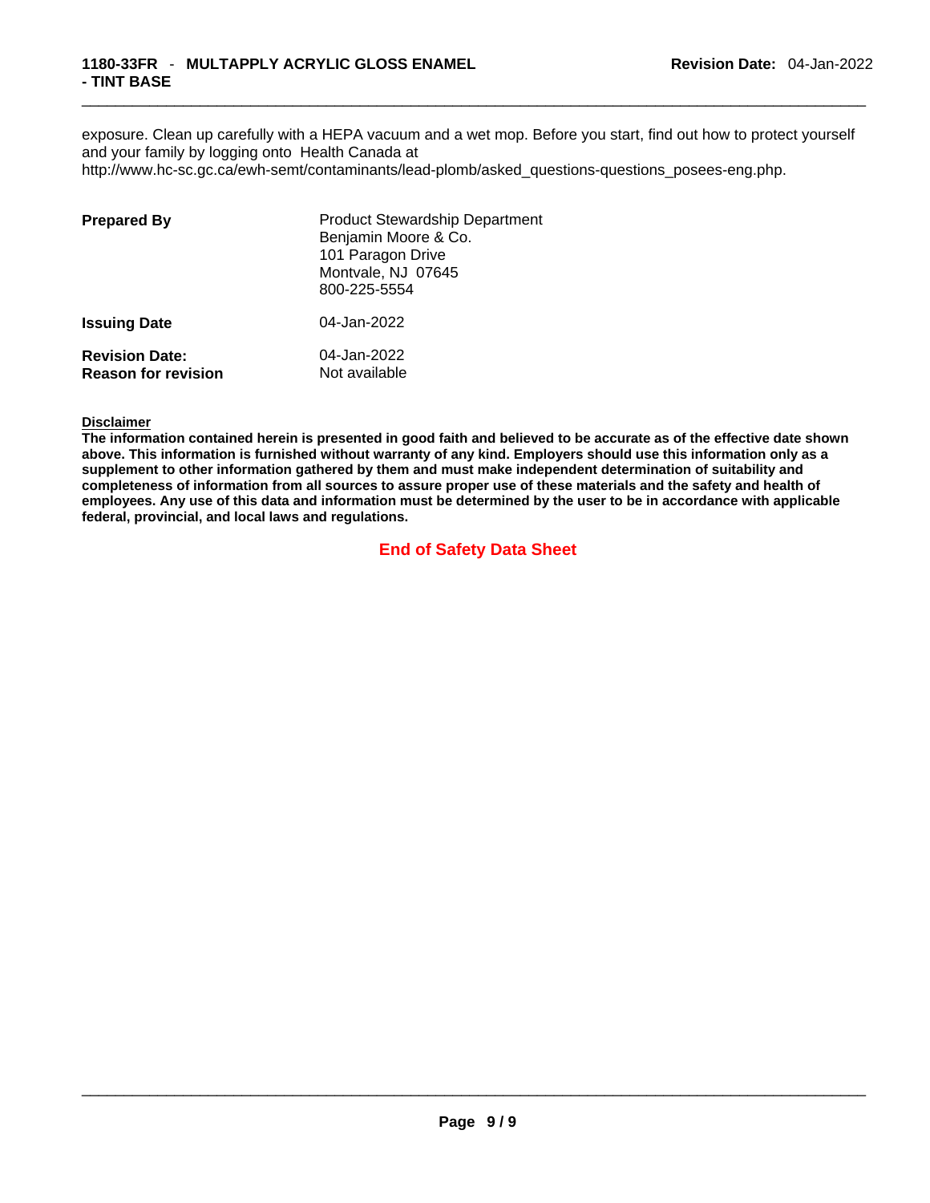exposure. Clean up carefully with a HEPA vacuum and a wet mop. Before you start, find out how to protect yourself and your family by logging onto Health Canada at
http://www.hc-sc.gc.ca/ewh-semt/contaminants/lead-plomb/asked_questions-questions_posees-eng.php.

| | |
|---|---|
| **Prepared By** | Product Stewardship Department<br>Benjamin Moore & Co.<br>101 Paragon Drive<br>Montvale, NJ 07645<br>800-225-5554 |
| **Issuing Date** | 04-Jan-2022 |
| **Revision Date:** | 04-Jan-2022 |
| **Reason for revision** | Not available |

**Disclaimer**

**The information contained herein is presented in good faith and believed to be accurate as of the effective date shown above. This information is furnished without warranty of any kind. Employers should use this information only as a supplement to other information gathered by them and must make independent determination of suitability and completeness of information from all sources to assure proper use of these materials and the safety and health of employees. Any use of this data and information must be determined by the user to be in accordance with applicable federal, provincial, and local laws and regulations.**

**End of Safety Data Sheet**